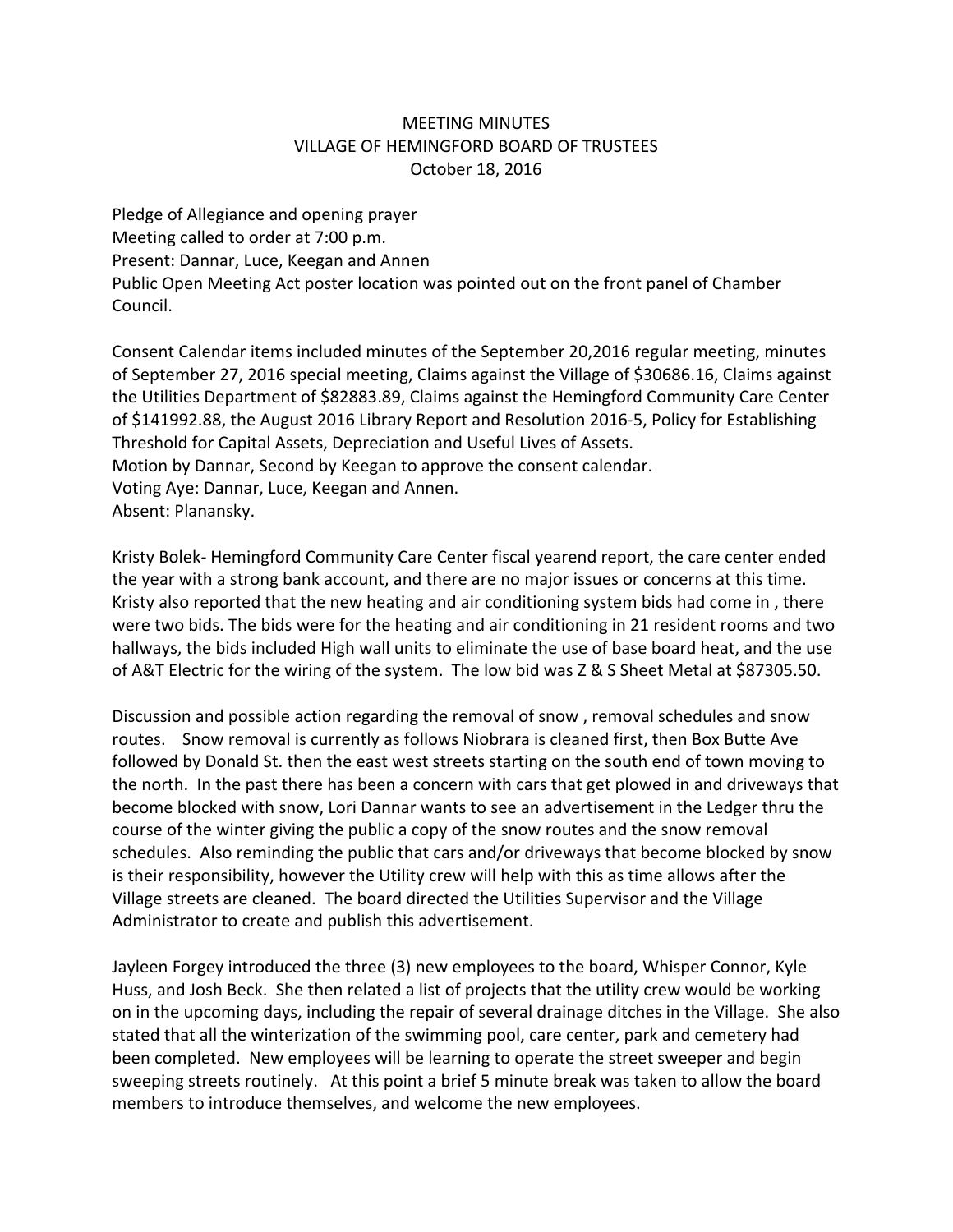# MEETING MINUTES
## VILLAGE OF HEMINGFORD BOARD OF TRUSTEES
### October 18, 2016

Pledge of Allegiance and opening prayer
Meeting called to order at 7:00 p.m.
Present: Dannar, Luce, Keegan and Annen
Public Open Meeting Act poster location was pointed out on the front panel of Chamber Council.

Consent Calendar items included minutes of the September 20,2016 regular meeting, minutes of September 27, 2016 special meeting, Claims against the Village of $30686.16, Claims against the Utilities Department of $82883.89, Claims against the Hemingford Community Care Center of $141992.88, the August 2016 Library Report and Resolution 2016-5, Policy for Establishing Threshold for Capital Assets, Depreciation and Useful Lives of Assets.
Motion by Dannar, Second by Keegan to approve the consent calendar.
Voting Aye: Dannar, Luce, Keegan and Annen.
Absent: Planansky.

Kristy Bolek- Hemingford Community Care Center fiscal yearend report, the care center ended the year with a strong bank account, and there are no major issues or concerns at this time. Kristy also reported that the new heating and air conditioning system bids had come in , there were two bids. The bids were for the heating and air conditioning in 21 resident rooms and two hallways, the bids included High wall units to eliminate the use of base board heat, and the use of A&T Electric for the wiring of the system. The low bid was Z & S Sheet Metal at $87305.50.

Discussion and possible action regarding the removal of snow , removal schedules and snow routes. Snow removal is currently as follows Niobrara is cleaned first, then Box Butte Ave followed by Donald St. then the east west streets starting on the south end of town moving to the north. In the past there has been a concern with cars that get plowed in and driveways that become blocked with snow, Lori Dannar wants to see an advertisement in the Ledger thru the course of the winter giving the public a copy of the snow routes and the snow removal schedules. Also reminding the public that cars and/or driveways that become blocked by snow is their responsibility, however the Utility crew will help with this as time allows after the Village streets are cleaned. The board directed the Utilities Supervisor and the Village Administrator to create and publish this advertisement.

Jayleen Forgey introduced the three (3) new employees to the board, Whisper Connor, Kyle Huss, and Josh Beck. She then related a list of projects that the utility crew would be working on in the upcoming days, including the repair of several drainage ditches in the Village. She also stated that all the winterization of the swimming pool, care center, park and cemetery had been completed. New employees will be learning to operate the street sweeper and begin sweeping streets routinely. At this point a brief 5 minute break was taken to allow the board members to introduce themselves, and welcome the new employees.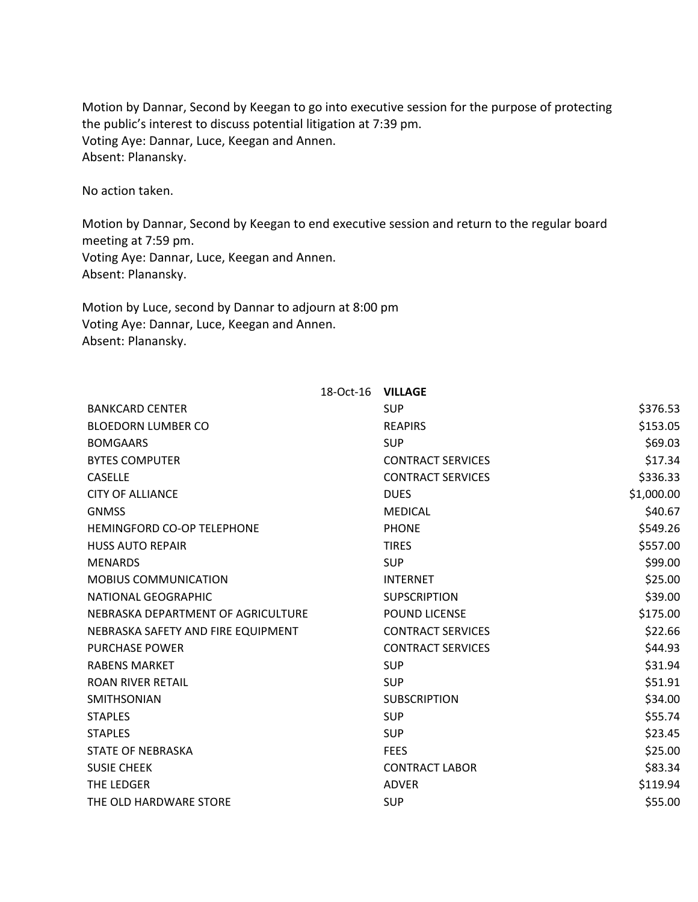Motion by Dannar, Second by Keegan to go into executive session for the purpose of protecting the public's interest to discuss potential litigation at 7:39 pm.
Voting Aye: Dannar, Luce, Keegan and Annen.
Absent: Planansky.

No action taken.

Motion by Dannar, Second by Keegan to end executive session and return to the regular board meeting at 7:59 pm.
Voting Aye: Dannar, Luce, Keegan and Annen.
Absent: Planansky.

Motion by Luce, second by Dannar to adjourn at 8:00 pm
Voting Aye: Dannar, Luce, Keegan and Annen.
Absent: Planansky.

| 18-Oct-16 | **VILLAGE** | |
|---|---|---|
| BANKCARD CENTER | SUP | $376.53 |
| BLOEDORN LUMBER CO | REAPIRS | $153.05 |
| BOMGAARS | SUP | $69.03 |
| BYTES COMPUTER | CONTRACT SERVICES | $17.34 |
| CASELLE | CONTRACT SERVICES | $336.33 |
| CITY OF ALLIANCE | DUES | $1,000.00 |
| GNMSS | MEDICAL | $40.67 |
| HEMINGFORD CO-OP TELEPHONE | PHONE | $549.26 |
| HUSS AUTO REPAIR | TIRES | $557.00 |
| MENARDS | SUP | $99.00 |
| MOBIUS COMMUNICATION | INTERNET | $25.00 |
| NATIONAL GEOGRAPHIC | SUPSCRIPTION | $39.00 |
| NEBRASKA DEPARTMENT OF AGRICULTURE | POUND LICENSE | $175.00 |
| NEBRASKA SAFETY AND FIRE EQUIPMENT | CONTRACT SERVICES | $22.66 |
| PURCHASE POWER | CONTRACT SERVICES | $44.93 |
| RABENS MARKET | SUP | $31.94 |
| ROAN RIVER RETAIL | SUP | $51.91 |
| SMITHSONIAN | SUBSCRIPTION | $34.00 |
| STAPLES | SUP | $55.74 |
| STAPLES | SUP | $23.45 |
| STATE OF NEBRASKA | FEES | $25.00 |
| SUSIE CHEEK | CONTRACT LABOR | $83.34 |
| THE LEDGER | ADVER | $119.94 |
| THE OLD HARDWARE STORE | SUP | $55.00 |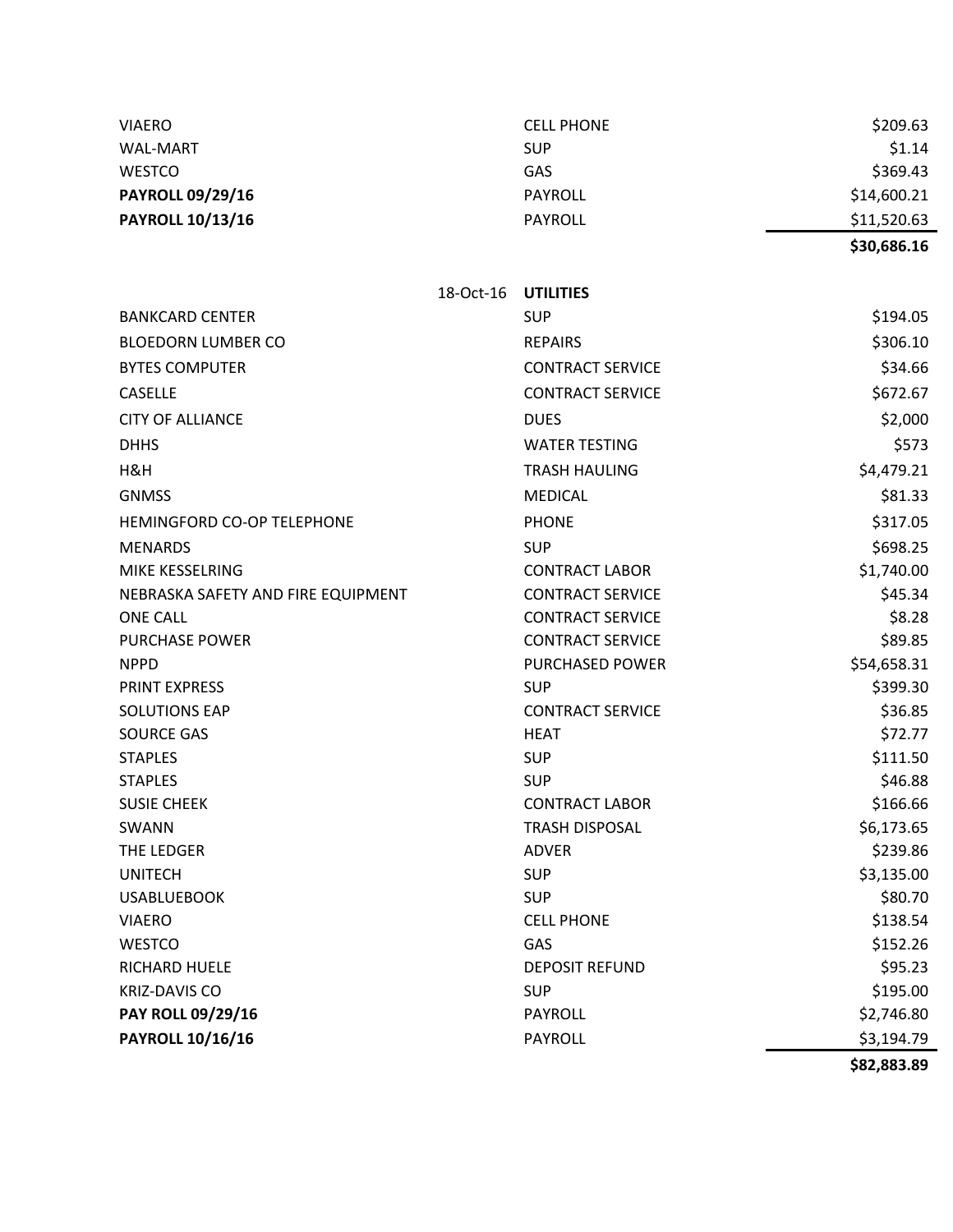| | | |
|---|---|---|
| VIAERO | CELL PHONE | $209.63 |
| WAL-MART | SUP | $1.14 |
| WESTCO | GAS | $369.43 |
| **PAYROLL 09/29/16** | PAYROLL | $14,600.21 |
| **PAYROLL 10/13/16** | PAYROLL | $11,520.63 |
| | | **$30,686.16** |

| 18-Oct-16 | **UTILITIES** | |
|---|---|---|
| BANKCARD CENTER | SUP | $194.05 |
| BLOEDORN LUMBER CO | REPAIRS | $306.10 |
| BYTES COMPUTER | CONTRACT SERVICE | $34.66 |
| CASELLE | CONTRACT SERVICE | $672.67 |
| CITY OF ALLIANCE | DUES | $2,000 |
| DHHS | WATER TESTING | $573 |
| H&H | TRASH HAULING | $4,479.21 |
| GNMSS | MEDICAL | $81.33 |
| HEMINGFORD CO-OP TELEPHONE | PHONE | $317.05 |
| MENARDS | SUP | $698.25 |
| MIKE KESSELRING | CONTRACT LABOR | $1,740.00 |
| NEBRASKA SAFETY AND FIRE EQUIPMENT | CONTRACT SERVICE | $45.34 |
| ONE CALL | CONTRACT SERVICE | $8.28 |
| PURCHASE POWER | CONTRACT SERVICE | $89.85 |
| NPPD | PURCHASED POWER | $54,658.31 |
| PRINT EXPRESS | SUP | $399.30 |
| SOLUTIONS EAP | CONTRACT SERVICE | $36.85 |
| SOURCE GAS | HEAT | $72.77 |
| STAPLES | SUP | $111.50 |
| STAPLES | SUP | $46.88 |
| SUSIE CHEEK | CONTRACT LABOR | $166.66 |
| SWANN | TRASH DISPOSAL | $6,173.65 |
| THE LEDGER | ADVER | $239.86 |
| UNITECH | SUP | $3,135.00 |
| USABLUEBOOK | SUP | $80.70 |
| VIAERO | CELL PHONE | $138.54 |
| WESTCO | GAS | $152.26 |
| RICHARD HUELE | DEPOSIT REFUND | $95.23 |
| KRIZ-DAVIS CO | SUP | $195.00 |
| **PAY ROLL 09/29/16** | PAYROLL | $2,746.80 |
| **PAYROLL 10/16/16** | PAYROLL | $3,194.79 |
| | | **$82,883.89** |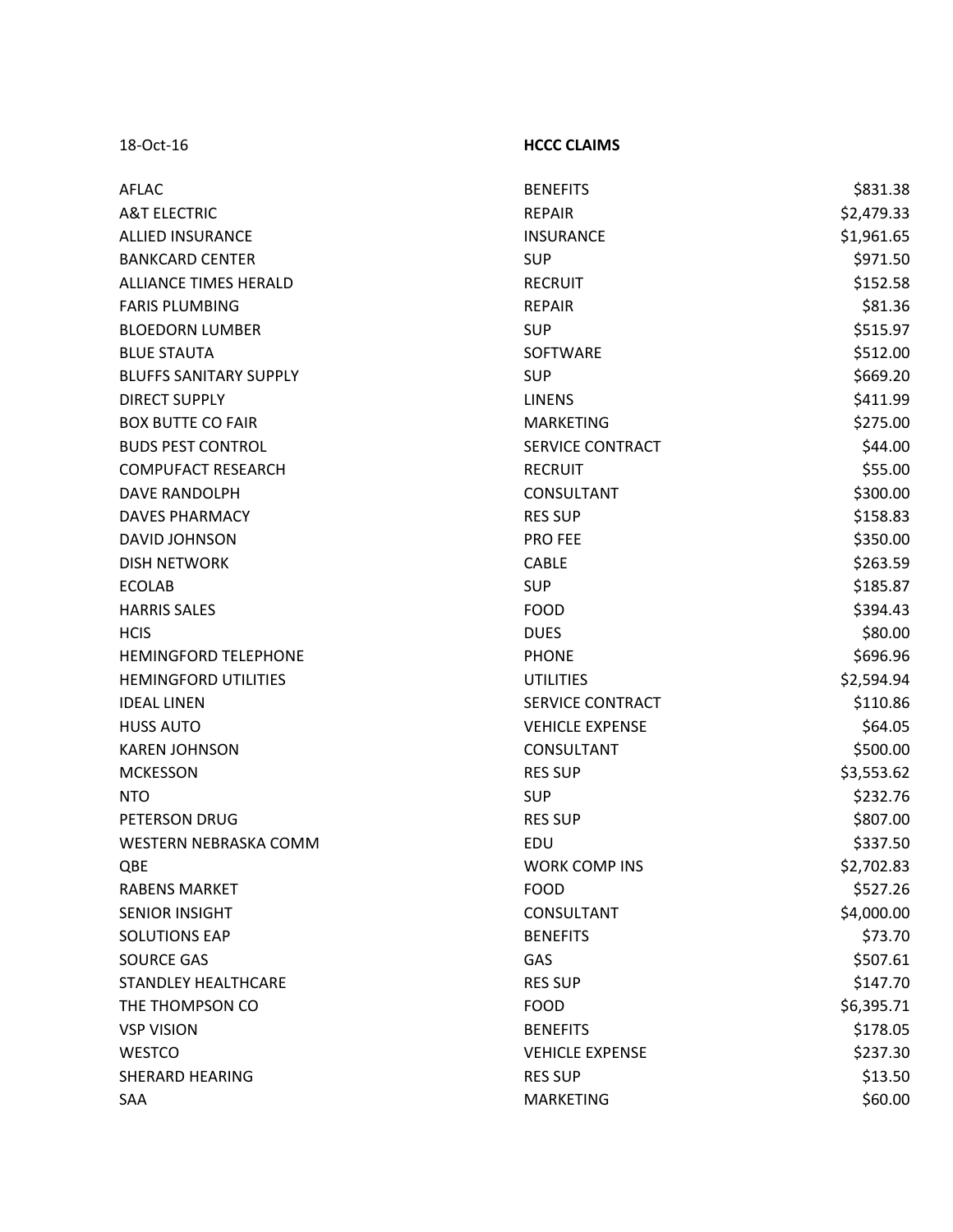18-Oct-16 **HCCC CLAIMS**

| | | |
|---|---|---|
| AFLAC | BENEFITS | $831.38 |
| A&T ELECTRIC | REPAIR | $2,479.33 |
| ALLIED INSURANCE | INSURANCE | $1,961.65 |
| BANKCARD CENTER | SUP | $971.50 |
| ALLIANCE TIMES HERALD | RECRUIT | $152.58 |
| FARIS PLUMBING | REPAIR | $81.36 |
| BLOEDORN LUMBER | SUP | $515.97 |
| BLUE STAUTA | SOFTWARE | $512.00 |
| BLUFFS SANITARY SUPPLY | SUP | $669.20 |
| DIRECT SUPPLY | LINENS | $411.99 |
| BOX BUTTE CO FAIR | MARKETING | $275.00 |
| BUDS PEST CONTROL | SERVICE CONTRACT | $44.00 |
| COMPUFACT RESEARCH | RECRUIT | $55.00 |
| DAVE RANDOLPH | CONSULTANT | $300.00 |
| DAVES PHARMACY | RES SUP | $158.83 |
| DAVID JOHNSON | PRO FEE | $350.00 |
| DISH NETWORK | CABLE | $263.59 |
| ECOLAB | SUP | $185.87 |
| HARRIS SALES | FOOD | $394.43 |
| HCIS | DUES | $80.00 |
| HEMINGFORD TELEPHONE | PHONE | $696.96 |
| HEMINGFORD UTILITIES | UTILITIES | $2,594.94 |
| IDEAL LINEN | SERVICE CONTRACT | $110.86 |
| HUSS AUTO | VEHICLE EXPENSE | $64.05 |
| KAREN JOHNSON | CONSULTANT | $500.00 |
| MCKESSON | RES SUP | $3,553.62 |
| NTO | SUP | $232.76 |
| PETERSON DRUG | RES SUP | $807.00 |
| WESTERN NEBRASKA COMM | EDU | $337.50 |
| QBE | WORK COMP INS | $2,702.83 |
| RABENS MARKET | FOOD | $527.26 |
| SENIOR INSIGHT | CONSULTANT | $4,000.00 |
| SOLUTIONS EAP | BENEFITS | $73.70 |
| SOURCE GAS | GAS | $507.61 |
| STANDLEY HEALTHCARE | RES SUP | $147.70 |
| THE THOMPSON CO | FOOD | $6,395.71 |
| VSP VISION | BENEFITS | $178.05 |
| WESTCO | VEHICLE EXPENSE | $237.30 |
| SHERARD HEARING | RES SUP | $13.50 |
| SAA | MARKETING | $60.00 |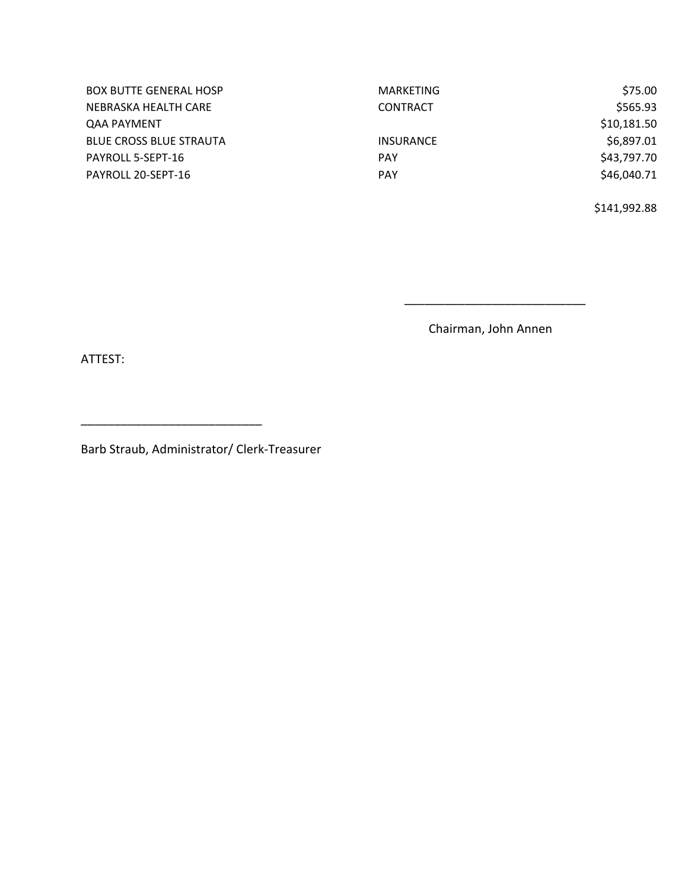| | | |
|---|---|---|
| BOX BUTTE GENERAL HOSP | MARKETING | $75.00 |
| NEBRASKA HEALTH CARE | CONTRACT | $565.93 |
| QAA PAYMENT | | $10,181.50 |
| BLUE CROSS BLUE STRAUTA | INSURANCE | $6,897.01 |
| PAYROLL 5-SEPT-16 | PAY | $43,797.70 |
| PAYROLL 20-SEPT-16 | PAY | $46,040.71 |
| | | $141,992.88 |

___________________________

Chairman, John Annen

ATTEST:

___________________________

Barb Straub, Administrator/ Clerk-Treasurer